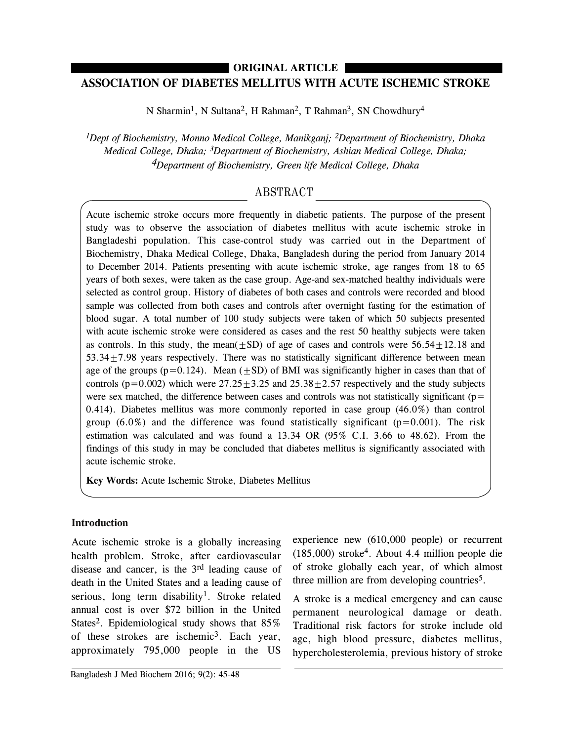**ORIGINAL ARTICLE**

# ASSOCIATION OF DIABETES MELLITUS WITH ACUTE ISCHEMIC STROKE

N Sharmin[1], N Sultana[2], H Rahman[2], T Rahman[3], SN Chowdhury[4]

*[1]Dept of Biochemistry, Monno Medical College, Manikganj; [2]Department of Biochemistry, Dhaka Medical College, Dhaka; [3]Department of Biochemistry, Ashian Medical College, Dhaka; [4]Department of Biochemistry, Green life Medical College, Dhaka*

## ABSTRACT

Acute ischemic stroke occurs more frequently in diabetic patients. The purpose of the present study was to observe the association of diabetes mellitus with acute ischemic stroke in Bangladeshi population. This case-control study was carried out in the Department of Biochemistry, Dhaka Medical College, Dhaka, Bangladesh during the period from January 2014 to December 2014. Patients presenting with acute ischemic stroke, age ranges from 18 to 65 years of both sexes, were taken as the case group. Age-and sex-matched healthy individuals were selected as control group. History of diabetes of both cases and controls were recorded and blood sample was collected from both cases and controls after overnight fasting for the estimation of blood sugar. A total number of 100 study subjects were taken of which 50 subjects presented with acute ischemic stroke were considered as cases and the rest 50 healthy subjects were taken as controls. In this study, the mean($\pm$SD) of age of cases and controls were $56.54 \pm 12.18$ and $53.34 \pm 7.98$ years respectively. There was no statistically significant difference between mean age of the groups ($p=0.124$). Mean ($\pm$SD) of BMI was significantly higher in cases than that of controls ($p=0.002$) which were $27.25 \pm 3.25$ and $25.38 \pm 2.57$ respectively and the study subjects were sex matched, the difference between cases and controls was not statistically significant ($p=0.414$). Diabetes mellitus was more commonly reported in case group (46.0%) than control group (6.0%) and the difference was found statistically significant ($p=0.001$). The risk estimation was calculated and was found a 13.34 OR (95% C.I. 3.66 to 48.62). From the findings of this study in may be concluded that diabetes mellitus is significantly associated with acute ischemic stroke.

**Key Words:** Acute Ischemic Stroke, Diabetes Mellitus

## Introduction

Acute ischemic stroke is a globally increasing health problem. Stroke, after cardiovascular disease and cancer, is the 3rd leading cause of death in the United States and a leading cause of serious, long term disability[1]. Stroke related annual cost is over $72 billion in the United States[2]. Epidemiological study shows that 85% of these strokes are ischemic[3]. Each year, approximately 795,000 people in the US experience new (610,000 people) or recurrent (185,000) stroke[4]. About 4.4 million people die of stroke globally each year, of which almost three million are from developing countries[5].

A stroke is a medical emergency and can cause permanent neurological damage or death. Traditional risk factors for stroke include old age, high blood pressure, diabetes mellitus, hypercholesterolemia, previous history of stroke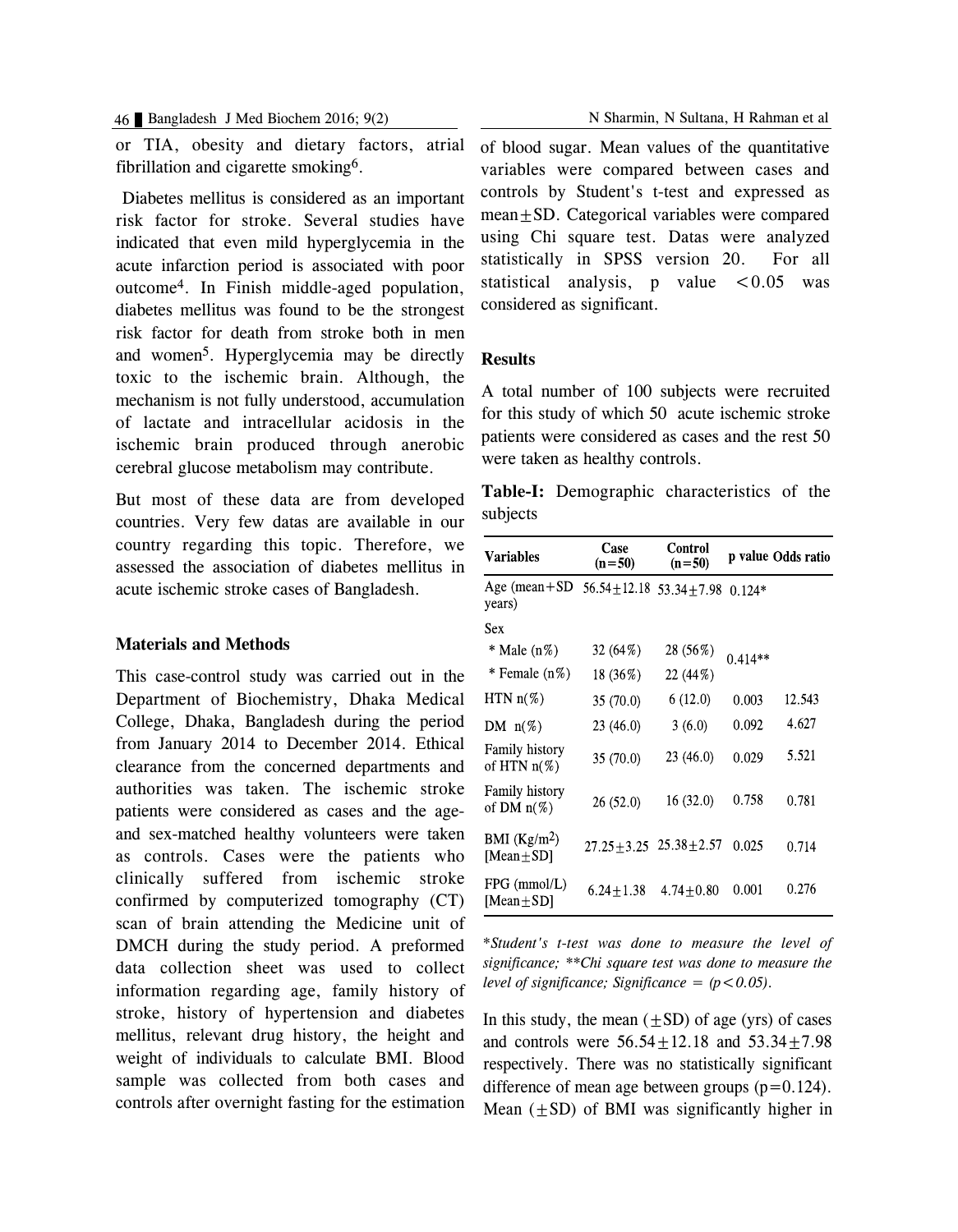or TIA, obesity and dietary factors, atrial fibrillation and cigarette smoking[6].

Diabetes mellitus is considered as an important risk factor for stroke. Several studies have indicated that even mild hyperglycemia in the acute infarction period is associated with poor outcome[4]. In Finish middle-aged population, diabetes mellitus was found to be the strongest risk factor for death from stroke both in men and women[5]. Hyperglycemia may be directly toxic to the ischemic brain. Although, the mechanism is not fully understood, accumulation of lactate and intracellular acidosis in the ischemic brain produced through anerobic cerebral glucose metabolism may contribute.

But most of these data are from developed countries. Very few datas are available in our country regarding this topic. Therefore, we assessed the association of diabetes mellitus in acute ischemic stroke cases of Bangladesh.

## Materials and Methods

This case-control study was carried out in the Department of Biochemistry, Dhaka Medical College, Dhaka, Bangladesh during the period from January 2014 to December 2014. Ethical clearance from the concerned departments and authorities was taken. The ischemic stroke patients were considered as cases and the age- and sex-matched healthy volunteers were taken as controls. Cases were the patients who clinically suffered from ischemic stroke confirmed by computerized tomography (CT) scan of brain attending the Medicine unit of DMCH during the study period. A preformed data collection sheet was used to collect information regarding age, family history of stroke, history of hypertension and diabetes mellitus, relevant drug history, the height and weight of individuals to calculate BMI. Blood sample was collected from both cases and controls after overnight fasting for the estimation of blood sugar. Mean values of the quantitative variables were compared between cases and controls by Student's t-test and expressed as mean±SD. Categorical variables were compared using Chi square test. Datas were analyzed statistically in SPSS version 20. For all statistical analysis, p value $<0.05$ was considered as significant.

## Results

A total number of 100 subjects were recruited for this study of which 50 acute ischemic stroke patients were considered as cases and the rest 50 were taken as healthy controls.

**Table-I:** Demographic characteristics of the subjects

| Variables | Case (n=50) | Control (n=50) | p value | Odds ratio |
|---|---|---|---|---|
| Age (mean+SD years) | 56.54±12.18 | 53.34±7.98 | 0.124* | |
| Sex | | | | |
| * Male (n%) | 32 (64%) | 28 (56%) | 0.414** | |
| * Female (n%) | 18 (36%) | 22 (44%) | | |
| HTN n(%) | 35 (70.0) | 6 (12.0) | 0.003 | 12.543 |
| DM n(%) | 23 (46.0) | 3 (6.0) | 0.092 | 4.627 |
| Family history of HTN n(%) | 35 (70.0) | 23 (46.0) | 0.029 | 5.521 |
| Family history of DM n(%) | 26 (52.0) | 16 (32.0) | 0.758 | 0.781 |
| BMI ($Kg/m^2$) [Mean±SD] | 27.25±3.25 | 25.38±2.57 | 0.025 | 0.714 |
| FPG (mmol/L) [Mean±SD] | 6.24±1.38 | 4.74±0.80 | 0.001 | 0.276 |

*\*Student's t-test was done to measure the level of significance; \*\*Chi square test was done to measure the level of significance; Significance = ($p<0.05$).*

In this study, the mean (±SD) of age (yrs) of cases and controls were 56.54±12.18 and 53.34±7.98 respectively. There was no statistically significant difference of mean age between groups ($p=0.124$). Mean (±SD) of BMI was significantly higher in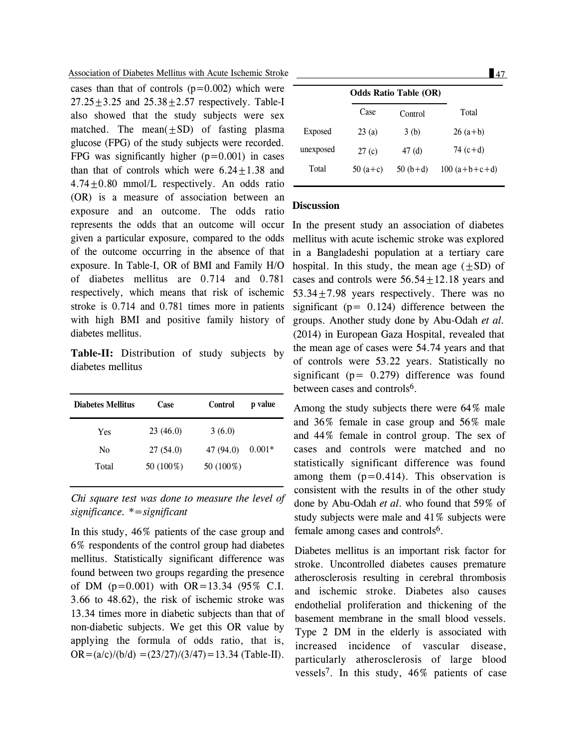cases than that of controls (p=0.002) which were 27.25±3.25 and 25.38±2.57 respectively. Table-I also showed that the study subjects were sex matched. The mean(±SD) of fasting plasma glucose (FPG) of the study subjects were recorded. FPG was significantly higher (p=0.001) in cases than that of controls which were 6.24±1.38 and 4.74±0.80 mmol/L respectively. An odds ratio (OR) is a measure of association between an exposure and an outcome. The odds ratio represents the odds that an outcome will occur given a particular exposure, compared to the odds of the outcome occurring in the absence of that exposure. In Table-I, OR of BMI and Family H/O of diabetes mellitus are 0.714 and 0.781 respectively, which means that risk of ischemic stroke is 0.714 and 0.781 times more in patients with high BMI and positive family history of diabetes mellitus.

**Table-II:** Distribution of study subjects by diabetes mellitus

| Diabetes Mellitus | Case | Control | p value |
|---|---|---|---|
| Yes | 23 (46.0) | 3 (6.0) | |
| No | 27 (54.0) | 47 (94.0) | 0.001* |
| Total | 50 (100%) | 50 (100%) | |

*Chi square test was done to measure the level of significance. *=significant*

In this study, 46% patients of the case group and 6% respondents of the control group had diabetes mellitus. Statistically significant difference was found between two groups regarding the presence of DM (p=0.001) with OR=13.34 (95% C.I. 3.66 to 48.62), the risk of ischemic stroke was 13.34 times more in diabetic subjects than that of non-diabetic subjects. We get this OR value by applying the formula of odds ratio, that is, OR=(a/c)/(b/d) =(23/27)/(3/47)=13.34 (Table-II).

| Odds Ratio Table (OR) | | | |
|---|---|---|---|
| | Case | Control | Total |
| Exposed | 23 (a) | 3 (b) | 26 (a+b) |
| unexposed | 27 (c) | 47 (d) | 74 (c+d) |
| Total | 50 (a+c) | 50 (b+d) | 100 (a+b+c+d) |

## Discussion

In the present study an association of diabetes mellitus with acute ischemic stroke was explored in a Bangladeshi population at a tertiary care hospital. In this study, the mean age (±SD) of cases and controls were 56.54±12.18 years and 53.34±7.98 years respectively. There was no significant (p= 0.124) difference between the groups. Another study done by Abu-Odah *et al.* (2014) in European Gaza Hospital, revealed that the mean age of cases were 54.74 years and that of controls were 53.22 years. Statistically no significant (p= 0.279) difference was found between cases and controls[6].

Among the study subjects there were 64% male and 36% female in case group and 56% male and 44% female in control group. The sex of cases and controls were matched and no statistically significant difference was found among them (p=0.414). This observation is consistent with the results in of the other study done by Abu-Odah *et al.* who found that 59% of study subjects were male and 41% subjects were female among cases and controls[6].

Diabetes mellitus is an important risk factor for stroke. Uncontrolled diabetes causes premature atherosclerosis resulting in cerebral thrombosis and ischemic stroke. Diabetes also causes endothelial proliferation and thickening of the basement membrane in the small blood vessels. Type 2 DM in the elderly is associated with increased incidence of vascular disease, particularly atherosclerosis of large blood vessels[7]. In this study, 46% patients of case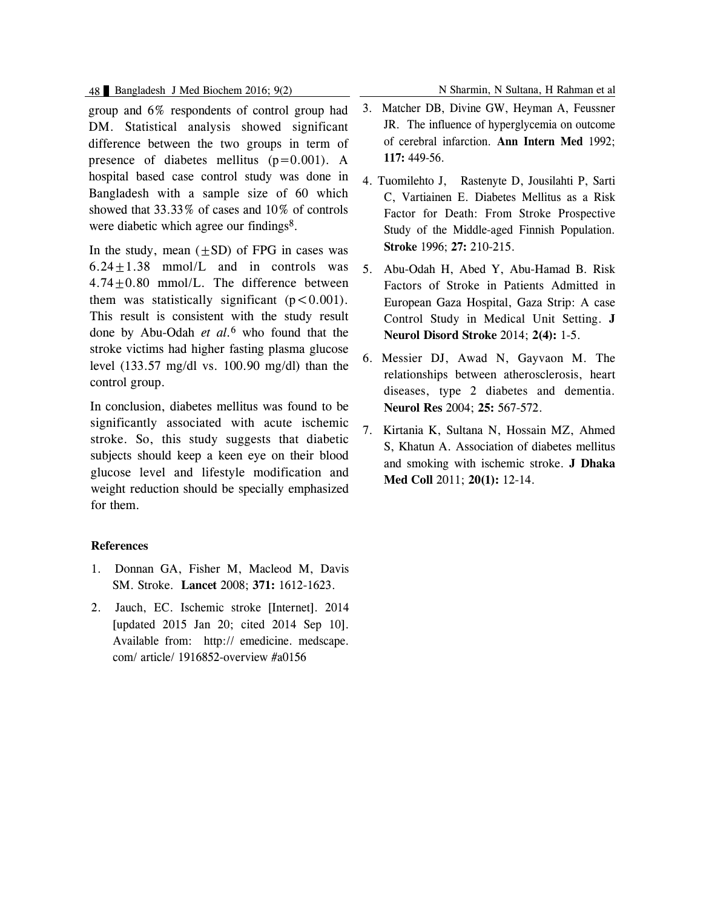group and 6% respondents of control group had DM. Statistical analysis showed significant difference between the two groups in term of presence of diabetes mellitus ($p=0.001$). A hospital based case control study was done in Bangladesh with a sample size of 60 which showed that 33.33% of cases and 10% of controls were diabetic which agree our findings[8].

In the study, mean ($\pm$SD) of FPG in cases was $6.24\pm1.38$ mmol/L and in controls was $4.74\pm0.80$ mmol/L. The difference between them was statistically significant ($p<0.001$). This result is consistent with the study result done by Abu-Odah *et al.*[6] who found that the stroke victims had higher fasting plasma glucose level (133.57 mg/dl vs. 100.90 mg/dl) than the control group.

In conclusion, diabetes mellitus was found to be significantly associated with acute ischemic stroke. So, this study suggests that diabetic subjects should keep a keen eye on their blood glucose level and lifestyle modification and weight reduction should be specially emphasized for them.

### References

1. Donnan GA, Fisher M, Macleod M, Davis SM. Stroke. **Lancet** 2008; **371:** 1612-1623.
2. Jauch, EC. Ischemic stroke [Internet]. 2014 [updated 2015 Jan 20; cited 2014 Sep 10]. Available from: http:// emedicine. medscape. com/ article/ 1916852-overview #a0156
3. Matcher DB, Divine GW, Heyman A, Feussner JR. The influence of hyperglycemia on outcome of cerebral infarction. **Ann Intern Med** 1992; **117:** 449-56.
4. Tuomilehto J, Rastenyte D, Jousilahti P, Sarti C, Vartiainen E. Diabetes Mellitus as a Risk Factor for Death: From Stroke Prospective Study of the Middle-aged Finnish Population. **Stroke** 1996; **27:** 210-215.
5. Abu-Odah H, Abed Y, Abu-Hamad B. Risk Factors of Stroke in Patients Admitted in European Gaza Hospital, Gaza Strip: A case Control Study in Medical Unit Setting. **J Neurol Disord Stroke** 2014; **2(4):** 1-5.
6. Messier DJ, Awad N, Gayvaon M. The relationships between atherosclerosis, heart diseases, type 2 diabetes and dementia. **Neurol Res** 2004; **25:** 567-572.
7. Kirtania K, Sultana N, Hossain MZ, Ahmed S, Khatun A. Association of diabetes mellitus and smoking with ischemic stroke. **J Dhaka Med Coll** 2011; **20(1):** 12-14.